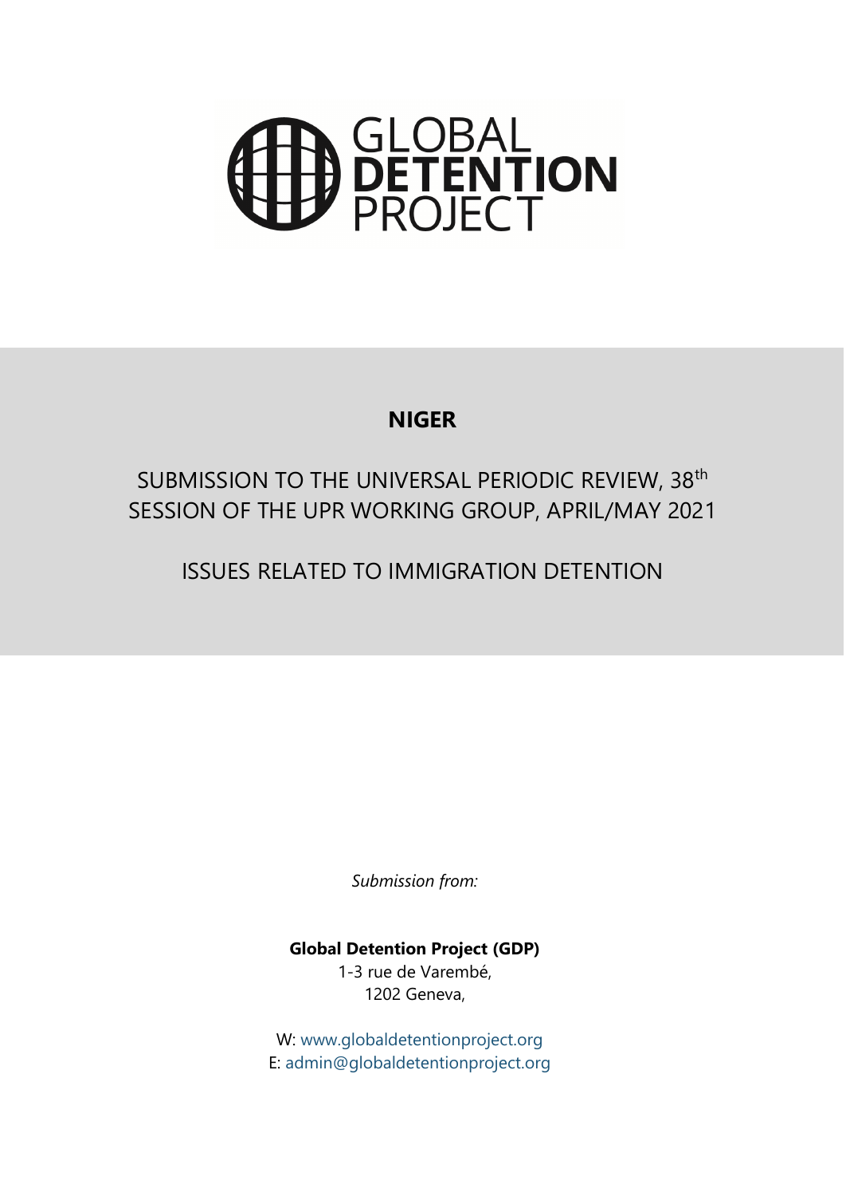GLOBAL **DETENTION** PROJECT

# NIGER

## SUBMISSION TO THE UNIVERSAL PERIODIC REVIEW, 38th SESSION OF THE UPR WORKING GROUP, APRIL/MAY 2021

## ISSUES RELATED TO IMMIGRATION DETENTION

*Submission from:*

**Global Detention Project (GDP)**
1-3 rue de Varembé,
1202 Geneva,

W: www.globaldetentionproject.org
E: admin@globaldetentionproject.org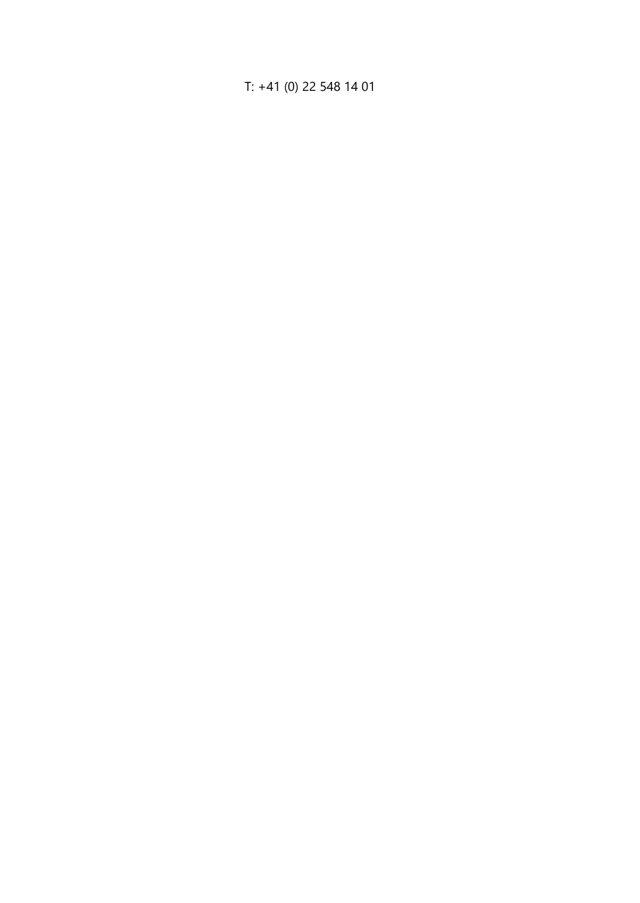T: +41 (0) 22 548 14 01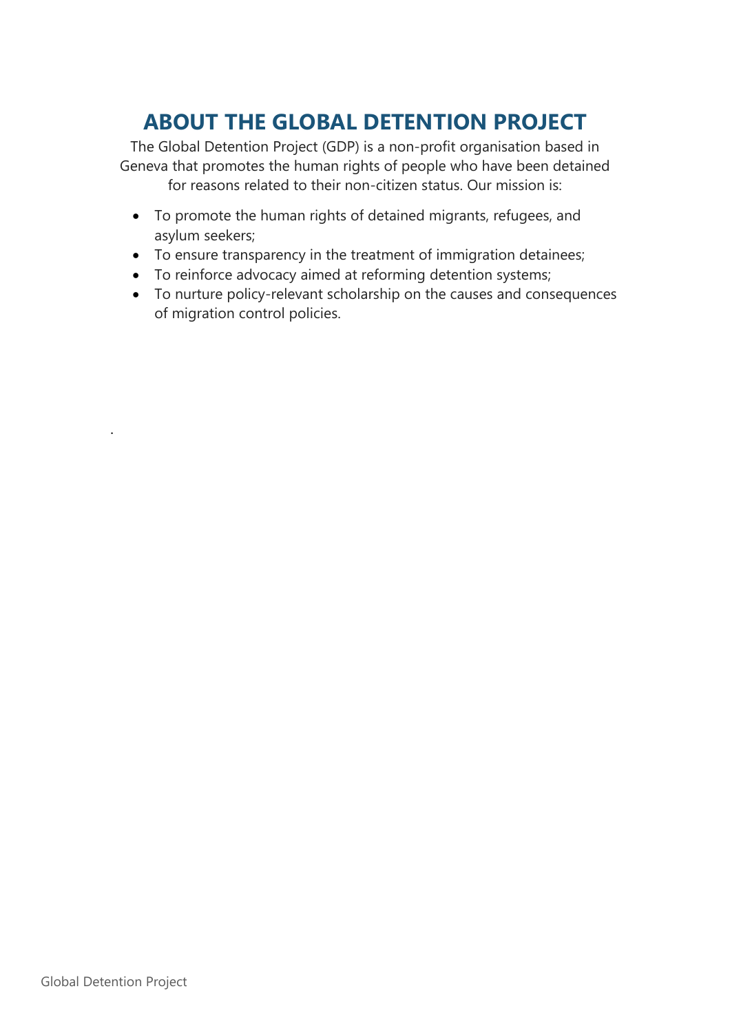# ABOUT THE GLOBAL DETENTION PROJECT

The Global Detention Project (GDP) is a non-profit organisation based in Geneva that promotes the human rights of people who have been detained for reasons related to their non-citizen status. Our mission is:

- To promote the human rights of detained migrants, refugees, and asylum seekers;
- To ensure transparency in the treatment of immigration detainees;
- To reinforce advocacy aimed at reforming detention systems;
- To nurture policy-relevant scholarship on the causes and consequences of migration control policies.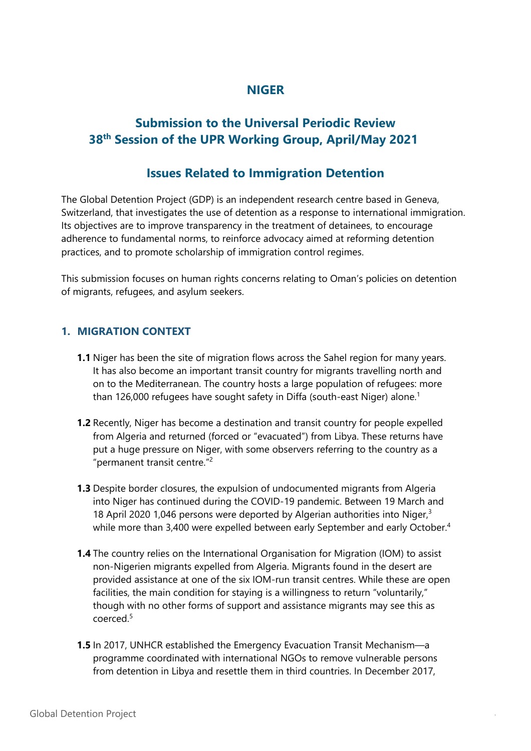# NIGER

## Submission to the Universal Periodic Review 38th Session of the UPR Working Group, April/May 2021

## Issues Related to Immigration Detention

The Global Detention Project (GDP) is an independent research centre based in Geneva, Switzerland, that investigates the use of detention as a response to international immigration. Its objectives are to improve transparency in the treatment of detainees, to encourage adherence to fundamental norms, to reinforce advocacy aimed at reforming detention practices, and to promote scholarship of immigration control regimes.

This submission focuses on human rights concerns relating to Oman's policies on detention of migrants, refugees, and asylum seekers.

### 1. MIGRATION CONTEXT

**1.1** Niger has been the site of migration flows across the Sahel region for many years. It has also become an important transit country for migrants travelling north and on to the Mediterranean. The country hosts a large population of refugees: more than 126,000 refugees have sought safety in Diffa (south-east Niger) alone.[1]

**1.2** Recently, Niger has become a destination and transit country for people expelled from Algeria and returned (forced or "evacuated") from Libya. These returns have put a huge pressure on Niger, with some observers referring to the country as a "permanent transit centre."[2]

**1.3** Despite border closures, the expulsion of undocumented migrants from Algeria into Niger has continued during the COVID-19 pandemic. Between 19 March and 18 April 2020 1,046 persons were deported by Algerian authorities into Niger,[3] while more than 3,400 were expelled between early September and early October.[4]

**1.4** The country relies on the International Organisation for Migration (IOM) to assist non-Nigerien migrants expelled from Algeria. Migrants found in the desert are provided assistance at one of the six IOM-run transit centres. While these are open facilities, the main condition for staying is a willingness to return "voluntarily," though with no other forms of support and assistance migrants may see this as coerced.[5]

**1.5** In 2017, UNHCR established the Emergency Evacuation Transit Mechanism—a programme coordinated with international NGOs to remove vulnerable persons from detention in Libya and resettle them in third countries. In December 2017,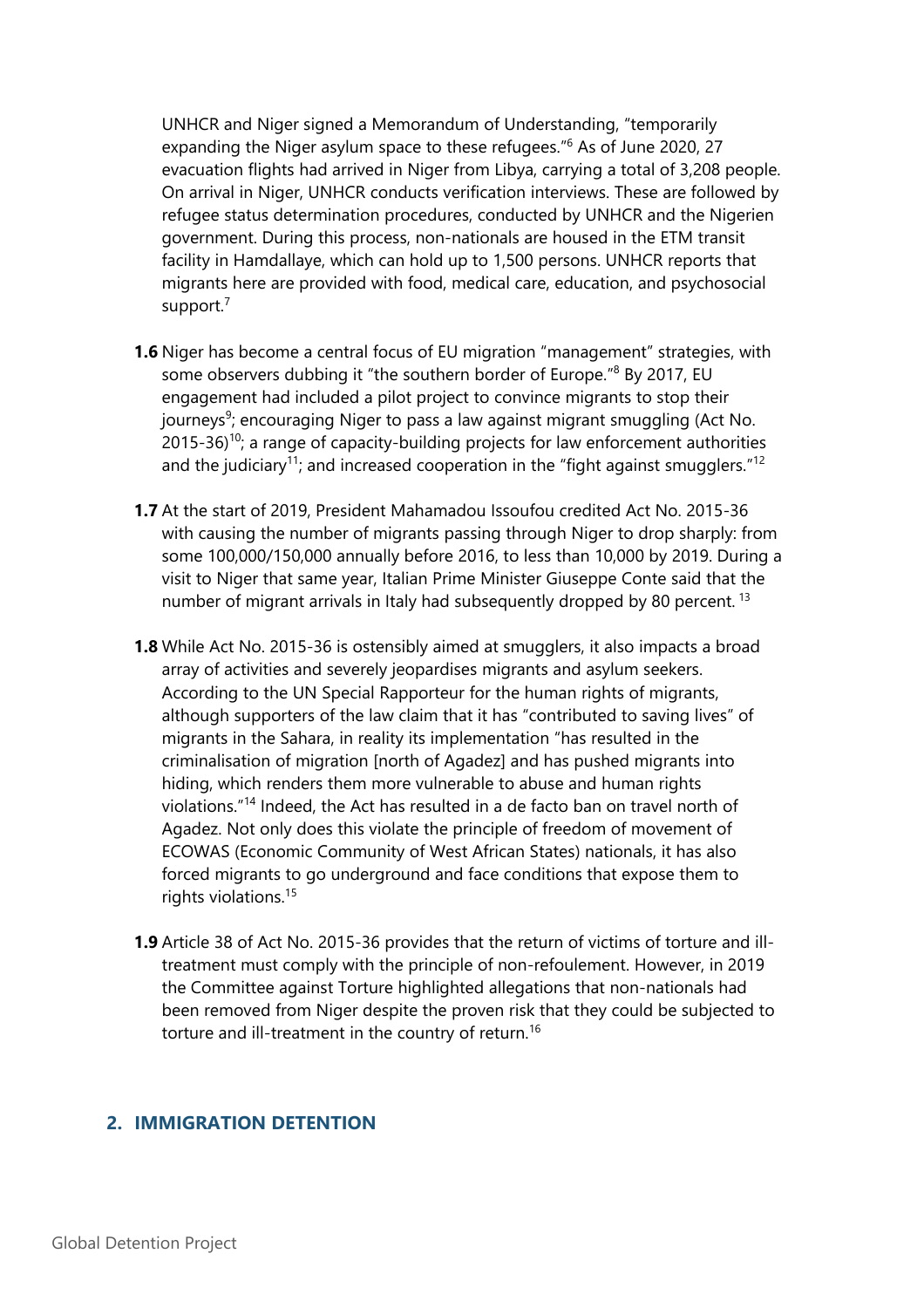UNHCR and Niger signed a Memorandum of Understanding, "temporarily expanding the Niger asylum space to these refugees."[6] As of June 2020, 27 evacuation flights had arrived in Niger from Libya, carrying a total of 3,208 people. On arrival in Niger, UNHCR conducts verification interviews. These are followed by refugee status determination procedures, conducted by UNHCR and the Nigerien government. During this process, non-nationals are housed in the ETM transit facility in Hamdallaye, which can hold up to 1,500 persons. UNHCR reports that migrants here are provided with food, medical care, education, and psychosocial support.[7]

**1.6** Niger has become a central focus of EU migration "management" strategies, with some observers dubbing it "the southern border of Europe."[8] By 2017, EU engagement had included a pilot project to convince migrants to stop their journeys[9]; encouraging Niger to pass a law against migrant smuggling (Act No. 2015-36)[10]; a range of capacity-building projects for law enforcement authorities and the judiciary[11]; and increased cooperation in the "fight against smugglers."[12]

**1.7** At the start of 2019, President Mahamadou Issoufou credited Act No. 2015-36 with causing the number of migrants passing through Niger to drop sharply: from some 100,000/150,000 annually before 2016, to less than 10,000 by 2019. During a visit to Niger that same year, Italian Prime Minister Giuseppe Conte said that the number of migrant arrivals in Italy had subsequently dropped by 80 percent.[13]

**1.8** While Act No. 2015-36 is ostensibly aimed at smugglers, it also impacts a broad array of activities and severely jeopardises migrants and asylum seekers. According to the UN Special Rapporteur for the human rights of migrants, although supporters of the law claim that it has "contributed to saving lives" of migrants in the Sahara, in reality its implementation "has resulted in the criminalisation of migration [north of Agadez] and has pushed migrants into hiding, which renders them more vulnerable to abuse and human rights violations."[14] Indeed, the Act has resulted in a de facto ban on travel north of Agadez. Not only does this violate the principle of freedom of movement of ECOWAS (Economic Community of West African States) nationals, it has also forced migrants to go underground and face conditions that expose them to rights violations.[15]

**1.9** Article 38 of Act No. 2015-36 provides that the return of victims of torture and ill-treatment must comply with the principle of non-refoulement. However, in 2019 the Committee against Torture highlighted allegations that non-nationals had been removed from Niger despite the proven risk that they could be subjected to torture and ill-treatment in the country of return.[16]

## 2. IMMIGRATION DETENTION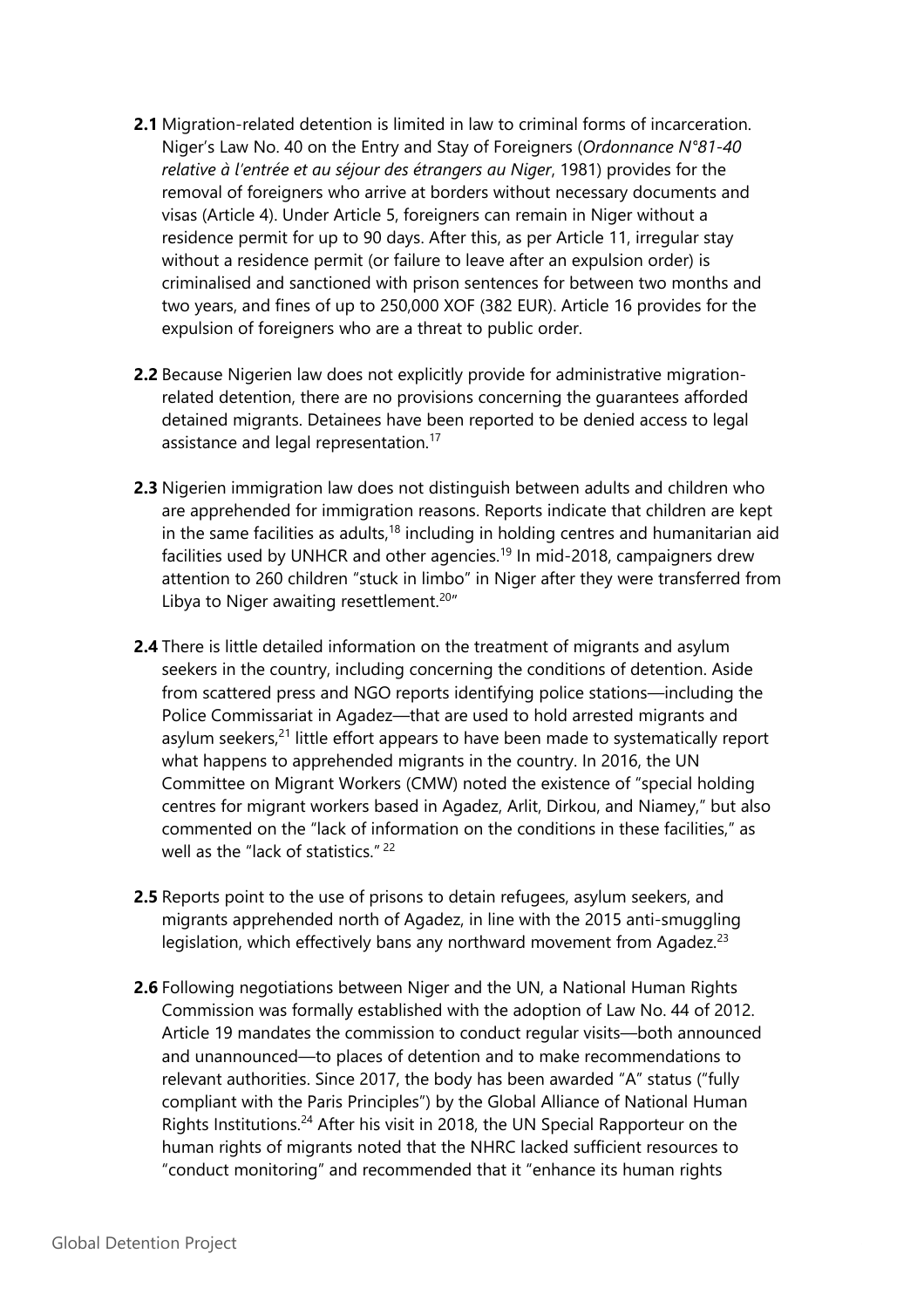**2.1** Migration-related detention is limited in law to criminal forms of incarceration. Niger's Law No. 40 on the Entry and Stay of Foreigners (*Ordonnance N°81-40 relative à l'entrée et au séjour des étrangers au Niger*, 1981) provides for the removal of foreigners who arrive at borders without necessary documents and visas (Article 4). Under Article 5, foreigners can remain in Niger without a residence permit for up to 90 days. After this, as per Article 11, irregular stay without a residence permit (or failure to leave after an expulsion order) is criminalised and sanctioned with prison sentences for between two months and two years, and fines of up to 250,000 XOF (382 EUR). Article 16 provides for the expulsion of foreigners who are a threat to public order.

**2.2** Because Nigerien law does not explicitly provide for administrative migration-related detention, there are no provisions concerning the guarantees afforded detained migrants. Detainees have been reported to be denied access to legal assistance and legal representation.[17]

**2.3** Nigerien immigration law does not distinguish between adults and children who are apprehended for immigration reasons. Reports indicate that children are kept in the same facilities as adults,[18] including in holding centres and humanitarian aid facilities used by UNHCR and other agencies.[19] In mid-2018, campaigners drew attention to 260 children "stuck in limbo" in Niger after they were transferred from Libya to Niger awaiting resettlement.[20]"

**2.4** There is little detailed information on the treatment of migrants and asylum seekers in the country, including concerning the conditions of detention. Aside from scattered press and NGO reports identifying police stations—including the Police Commissariat in Agadez—that are used to hold arrested migrants and asylum seekers,[21] little effort appears to have been made to systematically report what happens to apprehended migrants in the country. In 2016, the UN Committee on Migrant Workers (CMW) noted the existence of "special holding centres for migrant workers based in Agadez, Arlit, Dirkou, and Niamey," but also commented on the "lack of information on the conditions in these facilities," as well as the "lack of statistics." [22]

**2.5** Reports point to the use of prisons to detain refugees, asylum seekers, and migrants apprehended north of Agadez, in line with the 2015 anti-smuggling legislation, which effectively bans any northward movement from Agadez.[23]

**2.6** Following negotiations between Niger and the UN, a National Human Rights Commission was formally established with the adoption of Law No. 44 of 2012. Article 19 mandates the commission to conduct regular visits—both announced and unannounced—to places of detention and to make recommendations to relevant authorities. Since 2017, the body has been awarded "A" status ("fully compliant with the Paris Principles") by the Global Alliance of National Human Rights Institutions.[24] After his visit in 2018, the UN Special Rapporteur on the human rights of migrants noted that the NHRC lacked sufficient resources to "conduct monitoring" and recommended that it "enhance its human rights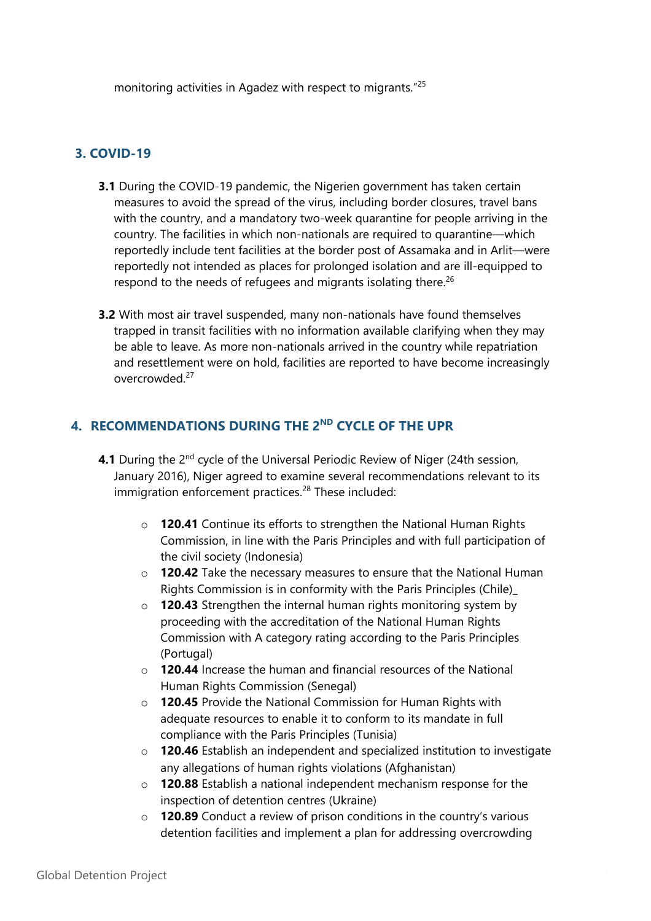monitoring activities in Agadez with respect to migrants."[25]

## 3. COVID-19

**3.1** During the COVID-19 pandemic, the Nigerien government has taken certain measures to avoid the spread of the virus, including border closures, travel bans with the country, and a mandatory two-week quarantine for people arriving in the country. The facilities in which non-nationals are required to quarantine—which reportedly include tent facilities at the border post of Assamaka and in Arlit—were reportedly not intended as places for prolonged isolation and are ill-equipped to respond to the needs of refugees and migrants isolating there.[26]

**3.2** With most air travel suspended, many non-nationals have found themselves trapped in transit facilities with no information available clarifying when they may be able to leave. As more non-nationals arrived in the country while repatriation and resettlement were on hold, facilities are reported to have become increasingly overcrowded.[27]

## 4. RECOMMENDATIONS DURING THE 2ND CYCLE OF THE UPR

**4.1** During the 2nd cycle of the Universal Periodic Review of Niger (24th session, January 2016), Niger agreed to examine several recommendations relevant to its immigration enforcement practices.[28] These included:

- **120.41** Continue its efforts to strengthen the National Human Rights Commission, in line with the Paris Principles and with full participation of the civil society (Indonesia)
- **120.42** Take the necessary measures to ensure that the National Human Rights Commission is in conformity with the Paris Principles (Chile)_
- **120.43** Strengthen the internal human rights monitoring system by proceeding with the accreditation of the National Human Rights Commission with A category rating according to the Paris Principles (Portugal)
- **120.44** Increase the human and financial resources of the National Human Rights Commission (Senegal)
- **120.45** Provide the National Commission for Human Rights with adequate resources to enable it to conform to its mandate in full compliance with the Paris Principles (Tunisia)
- **120.46** Establish an independent and specialized institution to investigate any allegations of human rights violations (Afghanistan)
- **120.88** Establish a national independent mechanism response for the inspection of detention centres (Ukraine)
- **120.89** Conduct a review of prison conditions in the country's various detention facilities and implement a plan for addressing overcrowding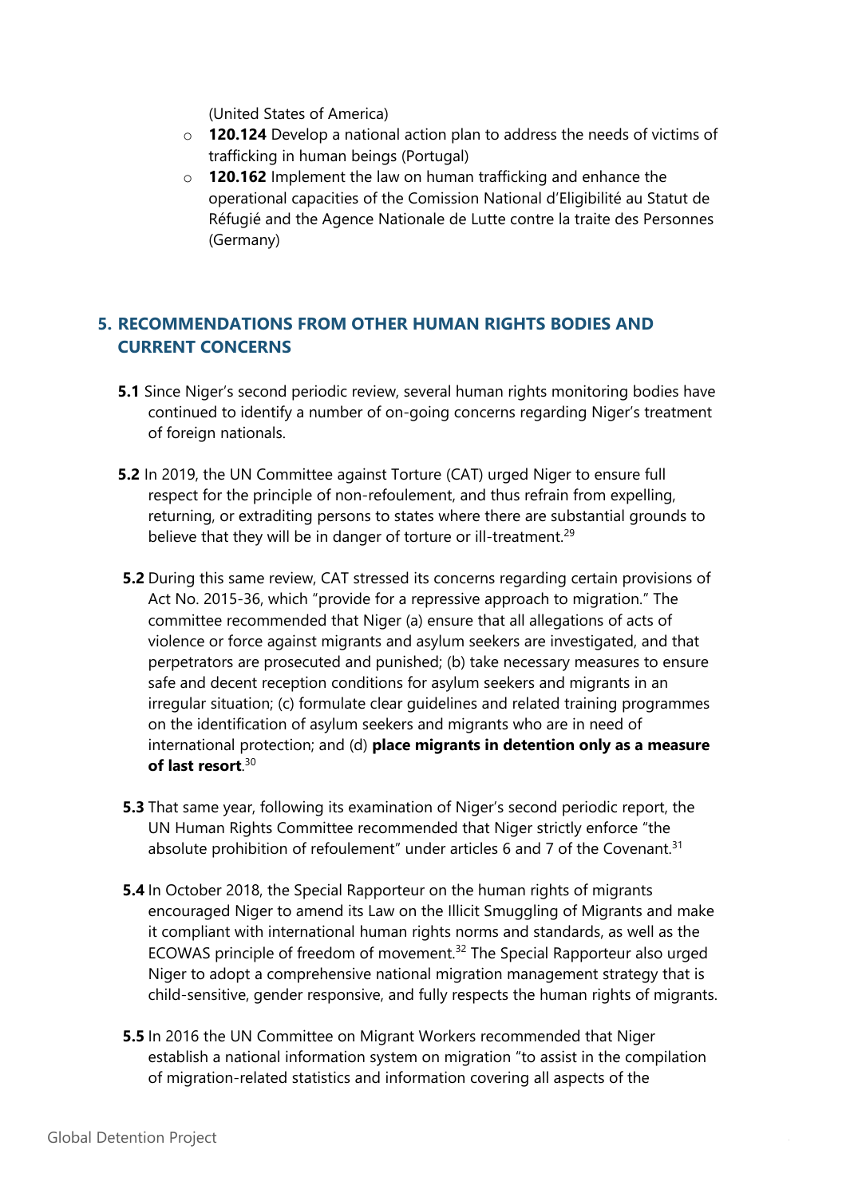(United States of America)

- **120.124** Develop a national action plan to address the needs of victims of trafficking in human beings (Portugal)
- **120.162** Implement the law on human trafficking and enhance the operational capacities of the Comission National d'Eligibilité au Statut de Réfugié and the Agence Nationale de Lutte contre la traite des Personnes (Germany)

## 5. RECOMMENDATIONS FROM OTHER HUMAN RIGHTS BODIES AND CURRENT CONCERNS

**5.1** Since Niger's second periodic review, several human rights monitoring bodies have continued to identify a number of on-going concerns regarding Niger's treatment of foreign nationals.

**5.2** In 2019, the UN Committee against Torture (CAT) urged Niger to ensure full respect for the principle of non-refoulement, and thus refrain from expelling, returning, or extraditing persons to states where there are substantial grounds to believe that they will be in danger of torture or ill-treatment.[29]

**5.2** During this same review, CAT stressed its concerns regarding certain provisions of Act No. 2015-36, which "provide for a repressive approach to migration." The committee recommended that Niger (a) ensure that all allegations of acts of violence or force against migrants and asylum seekers are investigated, and that perpetrators are prosecuted and punished; (b) take necessary measures to ensure safe and decent reception conditions for asylum seekers and migrants in an irregular situation; (c) formulate clear guidelines and related training programmes on the identification of asylum seekers and migrants who are in need of international protection; and (d) **place migrants in detention only as a measure of last resort**.[30]

**5.3** That same year, following its examination of Niger's second periodic report, the UN Human Rights Committee recommended that Niger strictly enforce "the absolute prohibition of refoulement" under articles 6 and 7 of the Covenant.[31]

**5.4** In October 2018, the Special Rapporteur on the human rights of migrants encouraged Niger to amend its Law on the Illicit Smuggling of Migrants and make it compliant with international human rights norms and standards, as well as the ECOWAS principle of freedom of movement.[32] The Special Rapporteur also urged Niger to adopt a comprehensive national migration management strategy that is child-sensitive, gender responsive, and fully respects the human rights of migrants.

**5.5** In 2016 the UN Committee on Migrant Workers recommended that Niger establish a national information system on migration "to assist in the compilation of migration-related statistics and information covering all aspects of the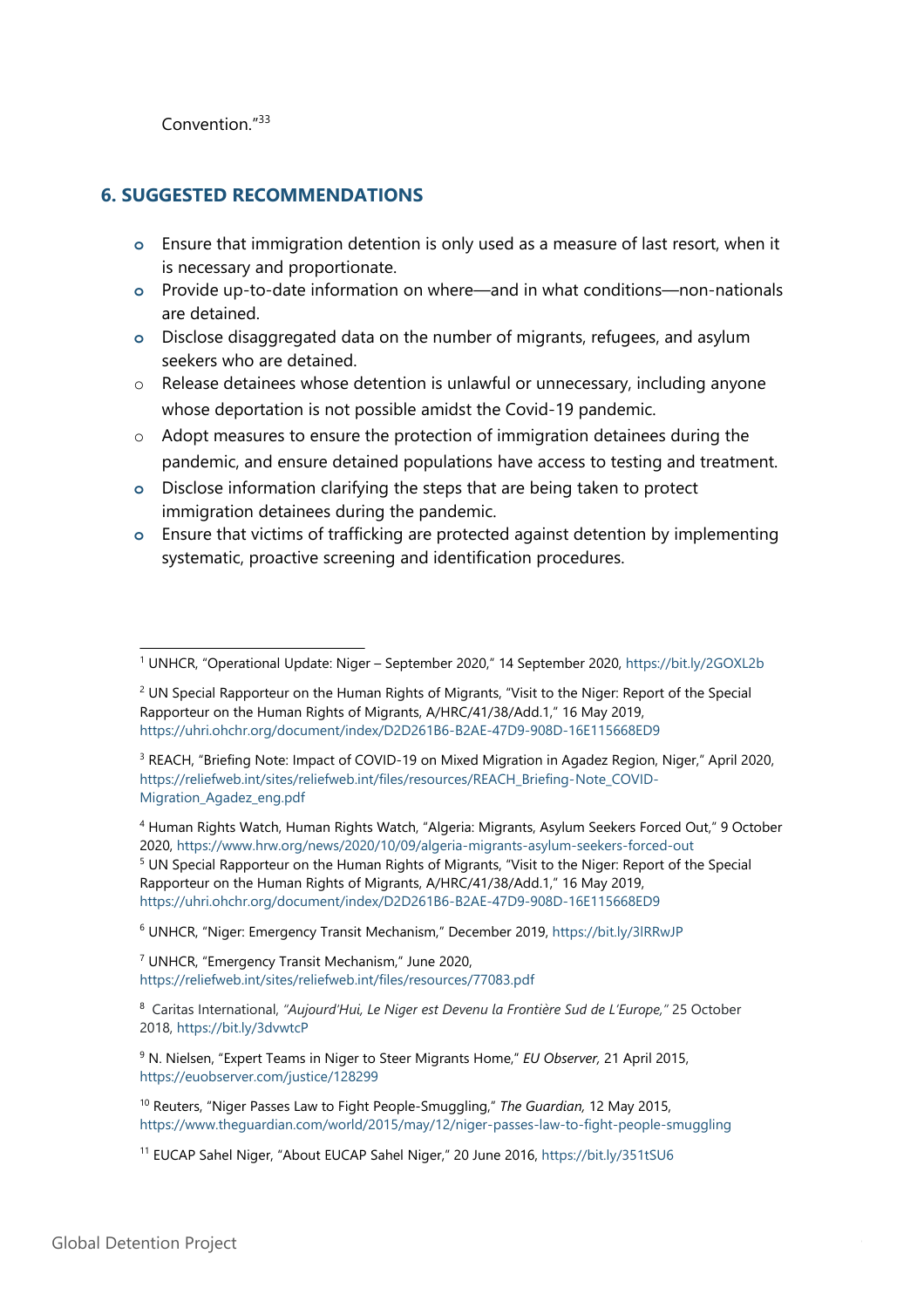Convention."[33]

## 6. SUGGESTED RECOMMENDATIONS

- Ensure that immigration detention is only used as a measure of last resort, when it is necessary and proportionate.
- Provide up-to-date information on where—and in what conditions—non-nationals are detained.
- Disclose disaggregated data on the number of migrants, refugees, and asylum seekers who are detained.
- Release detainees whose detention is unlawful or unnecessary, including anyone whose deportation is not possible amidst the Covid-19 pandemic.
- Adopt measures to ensure the protection of immigration detainees during the pandemic, and ensure detained populations have access to testing and treatment.
- Disclose information clarifying the steps that are being taken to protect immigration detainees during the pandemic.
- Ensure that victims of trafficking are protected against detention by implementing systematic, proactive screening and identification procedures.

---

[1] UNHCR, "Operational Update: Niger – September 2020," 14 September 2020, https://bit.ly/2GOXL2b

[2] UN Special Rapporteur on the Human Rights of Migrants, "Visit to the Niger: Report of the Special Rapporteur on the Human Rights of Migrants, A/HRC/41/38/Add.1," 16 May 2019, https://uhri.ohchr.org/document/index/D2D261B6-B2AE-47D9-908D-16E115668ED9

[3] REACH, "Briefing Note: Impact of COVID-19 on Mixed Migration in Agadez Region, Niger," April 2020, https://reliefweb.int/sites/reliefweb.int/files/resources/REACH_Briefing-Note_COVID-Migration_Agadez_eng.pdf

[4] Human Rights Watch, Human Rights Watch, "Algeria: Migrants, Asylum Seekers Forced Out," 9 October 2020, https://www.hrw.org/news/2020/10/09/algeria-migrants-asylum-seekers-forced-out

[5] UN Special Rapporteur on the Human Rights of Migrants, "Visit to the Niger: Report of the Special Rapporteur on the Human Rights of Migrants, A/HRC/41/38/Add.1," 16 May 2019, https://uhri.ohchr.org/document/index/D2D261B6-B2AE-47D9-908D-16E115668ED9

[6] UNHCR, "Niger: Emergency Transit Mechanism," December 2019, https://bit.ly/3lRRwJP

[7] UNHCR, "Emergency Transit Mechanism," June 2020, https://reliefweb.int/sites/reliefweb.int/files/resources/77083.pdf

[8] Caritas International, *"Aujourd'Hui, Le Niger est Devenu la Frontière Sud de L'Europe,"* 25 October 2018, https://bit.ly/3dvwtcP

[9] N. Nielsen, "Expert Teams in Niger to Steer Migrants Home," *EU Observer,* 21 April 2015, https://euobserver.com/justice/128299

[10] Reuters, "Niger Passes Law to Fight People-Smuggling," *The Guardian,* 12 May 2015, https://www.theguardian.com/world/2015/may/12/niger-passes-law-to-fight-people-smuggling

[11] EUCAP Sahel Niger, "About EUCAP Sahel Niger," 20 June 2016, https://bit.ly/351tSU6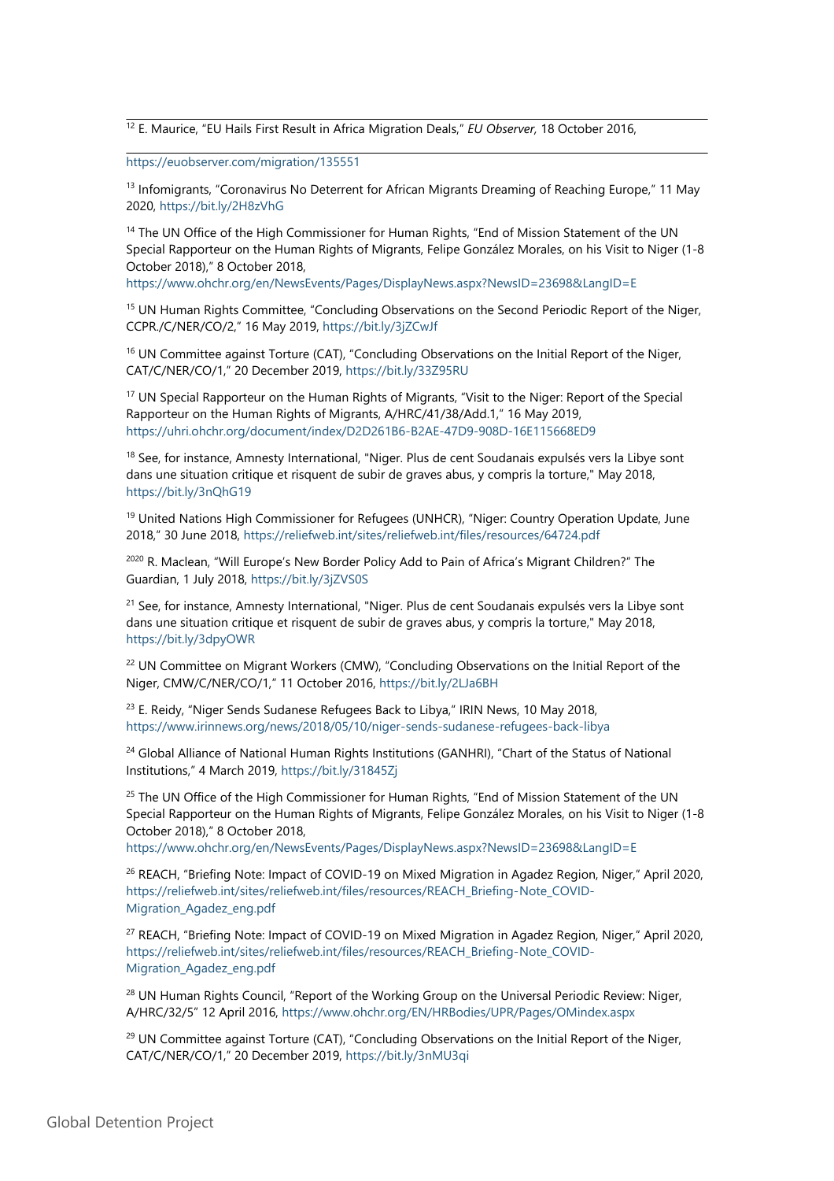[12] E. Maurice, "EU Hails First Result in Africa Migration Deals," *EU Observer,* 18 October 2016, https://euobserver.com/migration/135551

[13] Infomigrants, "Coronavirus No Deterrent for African Migrants Dreaming of Reaching Europe," 11 May 2020, https://bit.ly/2H8zVhG

[14] The UN Office of the High Commissioner for Human Rights, "End of Mission Statement of the UN Special Rapporteur on the Human Rights of Migrants, Felipe González Morales, on his Visit to Niger (1-8 October 2018)," 8 October 2018, https://www.ohchr.org/en/NewsEvents/Pages/DisplayNews.aspx?NewsID=23698&LangID=E

[15] UN Human Rights Committee, "Concluding Observations on the Second Periodic Report of the Niger, CCPR./C/NER/CO/2," 16 May 2019, https://bit.ly/3jZCwJf

[16] UN Committee against Torture (CAT), "Concluding Observations on the Initial Report of the Niger, CAT/C/NER/CO/1," 20 December 2019, https://bit.ly/33Z95RU

[17] UN Special Rapporteur on the Human Rights of Migrants, "Visit to the Niger: Report of the Special Rapporteur on the Human Rights of Migrants, A/HRC/41/38/Add.1," 16 May 2019, https://uhri.ohchr.org/document/index/D2D261B6-B2AE-47D9-908D-16E115668ED9

[18] See, for instance, Amnesty International, "Niger. Plus de cent Soudanais expulsés vers la Libye sont dans une situation critique et risquent de subir de graves abus, y compris la torture," May 2018, https://bit.ly/3nQhG19

[19] United Nations High Commissioner for Refugees (UNHCR), "Niger: Country Operation Update, June 2018," 30 June 2018, https://reliefweb.int/sites/reliefweb.int/files/resources/64724.pdf

[2020] R. Maclean, "Will Europe's New Border Policy Add to Pain of Africa's Migrant Children?" The Guardian, 1 July 2018, https://bit.ly/3jZVS0S

[21] See, for instance, Amnesty International, "Niger. Plus de cent Soudanais expulsés vers la Libye sont dans une situation critique et risquent de subir de graves abus, y compris la torture," May 2018, https://bit.ly/3dpyOWR

[22] UN Committee on Migrant Workers (CMW), "Concluding Observations on the Initial Report of the Niger, CMW/C/NER/CO/1," 11 October 2016, https://bit.ly/2LJa6BH

[23] E. Reidy, "Niger Sends Sudanese Refugees Back to Libya," IRIN News, 10 May 2018, https://www.irinnews.org/news/2018/05/10/niger-sends-sudanese-refugees-back-libya

[24] Global Alliance of National Human Rights Institutions (GANHRI), "Chart of the Status of National Institutions," 4 March 2019, https://bit.ly/31845Zj

[25] The UN Office of the High Commissioner for Human Rights, "End of Mission Statement of the UN Special Rapporteur on the Human Rights of Migrants, Felipe González Morales, on his Visit to Niger (1-8 October 2018)," 8 October 2018, https://www.ohchr.org/en/NewsEvents/Pages/DisplayNews.aspx?NewsID=23698&LangID=E

[26] REACH, "Briefing Note: Impact of COVID-19 on Mixed Migration in Agadez Region, Niger," April 2020, https://reliefweb.int/sites/reliefweb.int/files/resources/REACH_Briefing-Note_COVID-Migration_Agadez_eng.pdf

[27] REACH, "Briefing Note: Impact of COVID-19 on Mixed Migration in Agadez Region, Niger," April 2020, https://reliefweb.int/sites/reliefweb.int/files/resources/REACH_Briefing-Note_COVID-Migration_Agadez_eng.pdf

[28] UN Human Rights Council, "Report of the Working Group on the Universal Periodic Review: Niger, A/HRC/32/5" 12 April 2016, https://www.ohchr.org/EN/HRBodies/UPR/Pages/OMindex.aspx

[29] UN Committee against Torture (CAT), "Concluding Observations on the Initial Report of the Niger, CAT/C/NER/CO/1," 20 December 2019, https://bit.ly/3nMU3qi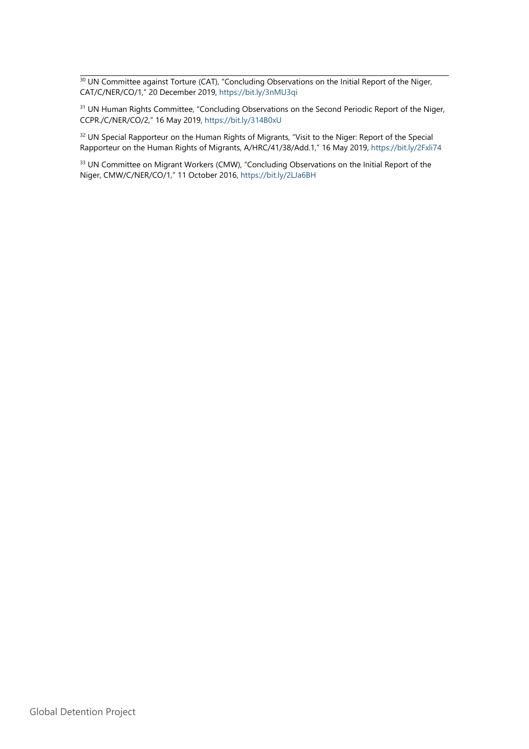[30] UN Committee against Torture (CAT), "Concluding Observations on the Initial Report of the Niger, CAT/C/NER/CO/1," 20 December 2019, https://bit.ly/3nMU3qi

[31] UN Human Rights Committee, "Concluding Observations on the Second Periodic Report of the Niger, CCPR./C/NER/CO/2," 16 May 2019, https://bit.ly/314B0xU

[32] UN Special Rapporteur on the Human Rights of Migrants, "Visit to the Niger: Report of the Special Rapporteur on the Human Rights of Migrants, A/HRC/41/38/Add.1," 16 May 2019, https://bit.ly/2Fxli74

[33] UN Committee on Migrant Workers (CMW), "Concluding Observations on the Initial Report of the Niger, CMW/C/NER/CO/1," 11 October 2016, https://bit.ly/2LJa6BH